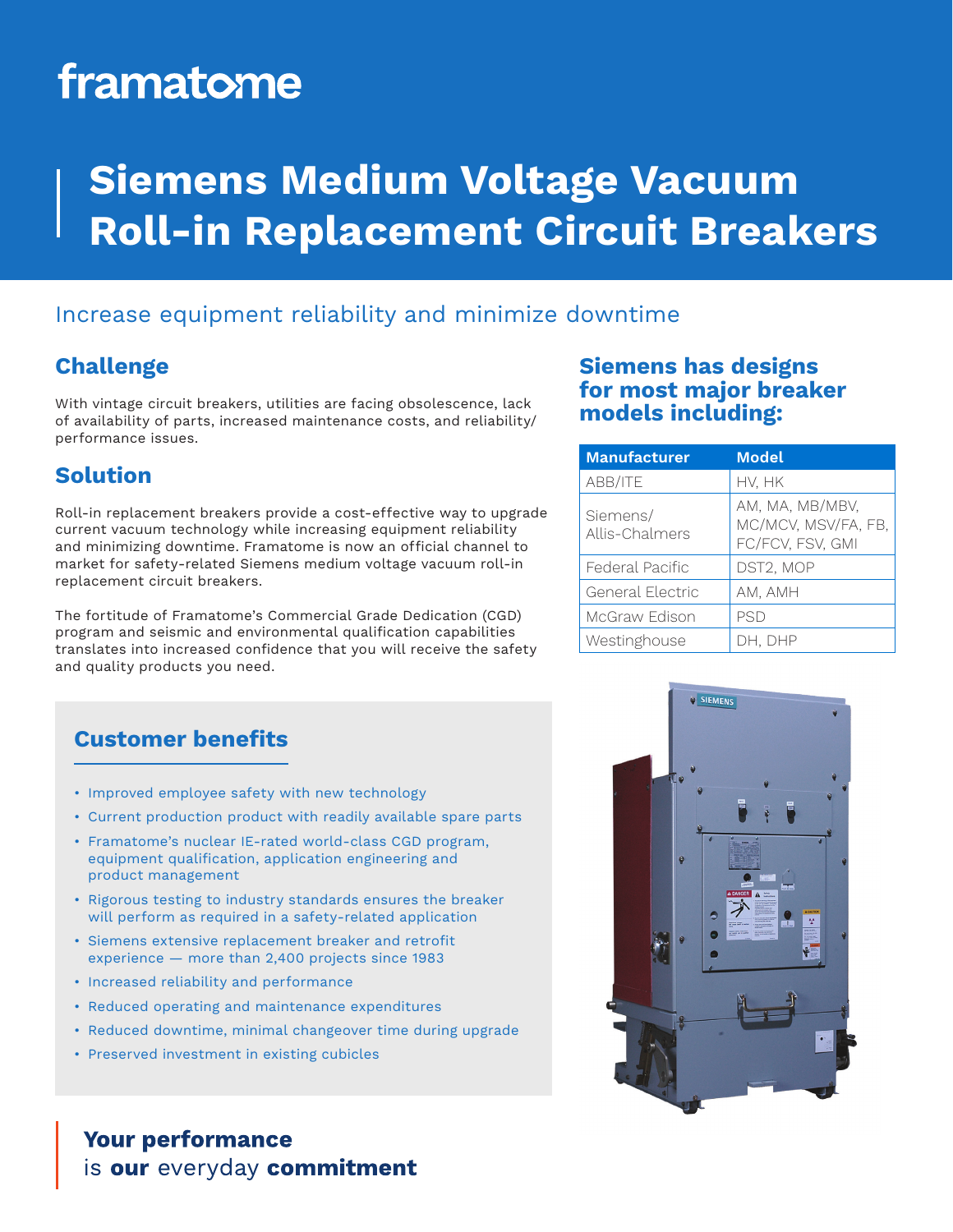framatome

# Siemens Medium Voltage Vacuum Roll-in Replacement Circuit Breakers

Increase equipment reliability and minimize downtime

## Challenge

With vintage circuit breakers, utilities are facing obsolescence, lack of availability of parts, increased maintenance costs, and reliability/performance issues.

## Solution

Roll-in replacement breakers provide a cost-effective way to upgrade current vacuum technology while increasing equipment reliability and minimizing downtime. Framatome is now an official channel to market for safety-related Siemens medium voltage vacuum roll-in replacement circuit breakers.

The fortitude of Framatome's Commercial Grade Dedication (CGD) program and seismic and environmental qualification capabilities translates into increased confidence that you will receive the safety and quality products you need.

## Siemens has designs for most major breaker models including:

| Manufacturer | Model |
| --- | --- |
| ABB/ITE | HV, HK |
| Siemens/ Allis-Chalmers | AM, MA, MB/MBV, MC/MCV, MSV/FA, FB, FC/FCV, FSV, GMI |
| Federal Pacific | DST2, MOP |
| General Electric | AM, AMH |
| McGraw Edison | PSD |
| Westinghouse | DH, DHP |

## Customer benefits

- Improved employee safety with new technology
- Current production product with readily available spare parts
- Framatome's nuclear IE-rated world-class CGD program, equipment qualification, application engineering and product management
- Rigorous testing to industry standards ensures the breaker will perform as required in a safety-related application
- Siemens extensive replacement breaker and retrofit experience — more than 2,400 projects since 1983
- Increased reliability and performance
- Reduced operating and maintenance expenditures
- Reduced downtime, minimal changeover time during upgrade
- Preserved investment in existing cubicles

**Your performance**
is **our** everyday **commitment**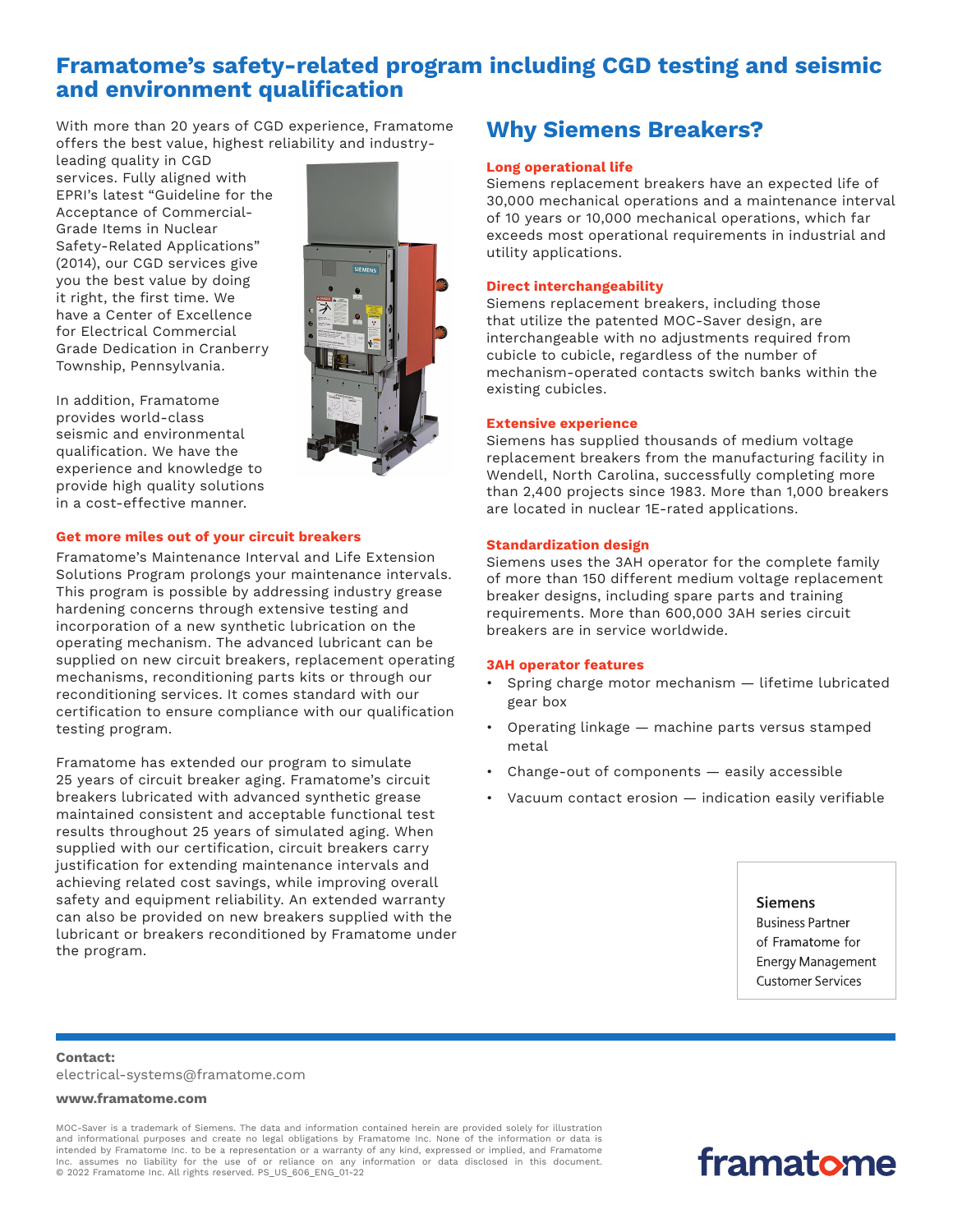# Framatome's safety-related program including CGD testing and seismic and environment qualification

With more than 20 years of CGD experience, Framatome offers the best value, highest reliability and industry-leading quality in CGD services. Fully aligned with EPRI's latest "Guideline for the Acceptance of Commercial-Grade Items in Nuclear Safety-Related Applications" (2014), our CGD services give you the best value by doing it right, the first time. We have a Center of Excellence for Electrical Commercial Grade Dedication in Cranberry Township, Pennsylvania.

In addition, Framatome provides world-class seismic and environmental qualification. We have the experience and knowledge to provide high quality solutions in a cost-effective manner.

### Get more miles out of your circuit breakers

Framatome's Maintenance Interval and Life Extension Solutions Program prolongs your maintenance intervals. This program is possible by addressing industry grease hardening concerns through extensive testing and incorporation of a new synthetic lubrication on the operating mechanism. The advanced lubricant can be supplied on new circuit breakers, replacement operating mechanisms, reconditioning parts kits or through our reconditioning services. It comes standard with our certification to ensure compliance with our qualification testing program.

Framatome has extended our program to simulate 25 years of circuit breaker aging. Framatome's circuit breakers lubricated with advanced synthetic grease maintained consistent and acceptable functional test results throughout 25 years of simulated aging. When supplied with our certification, circuit breakers carry justification for extending maintenance intervals and achieving related cost savings, while improving overall safety and equipment reliability. An extended warranty can also be provided on new breakers supplied with the lubricant or breakers reconditioned by Framatome under the program.

## Why Siemens Breakers?

### Long operational life

Siemens replacement breakers have an expected life of 30,000 mechanical operations and a maintenance interval of 10 years or 10,000 mechanical operations, which far exceeds most operational requirements in industrial and utility applications.

### Direct interchangeability

Siemens replacement breakers, including those that utilize the patented MOC-Saver design, are interchangeable with no adjustments required from cubicle to cubicle, regardless of the number of mechanism-operated contacts switch banks within the existing cubicles.

### Extensive experience

Siemens has supplied thousands of medium voltage replacement breakers from the manufacturing facility in Wendell, North Carolina, successfully completing more than 2,400 projects since 1983. More than 1,000 breakers are located in nuclear 1E-rated applications.

### Standardization design

Siemens uses the 3AH operator for the complete family of more than 150 different medium voltage replacement breaker designs, including spare parts and training requirements. More than 600,000 3AH series circuit breakers are in service worldwide.

### 3AH operator features

- Spring charge motor mechanism — lifetime lubricated gear box
- Operating linkage — machine parts versus stamped metal
- Change-out of components — easily accessible
- Vacuum contact erosion — indication easily verifiable

**Siemens**
Business Partner of Framatome for Energy Management Customer Services

**Contact:**
electrical-systems@framatome.com

**www.framatome.com**

MOC-Saver is a trademark of Siemens. The data and information contained herein are provided solely for illustration and informational purposes and create no legal obligations by Framatome Inc. None of the information or data is intended by Framatome Inc. to be a representation or a warranty of any kind, expressed or implied, and Framatome Inc. assumes no liability for the use of or reliance on any information or data disclosed in this document. © 2022 Framatome Inc. All rights reserved. PS_US_606_ENG_01-22

framatome